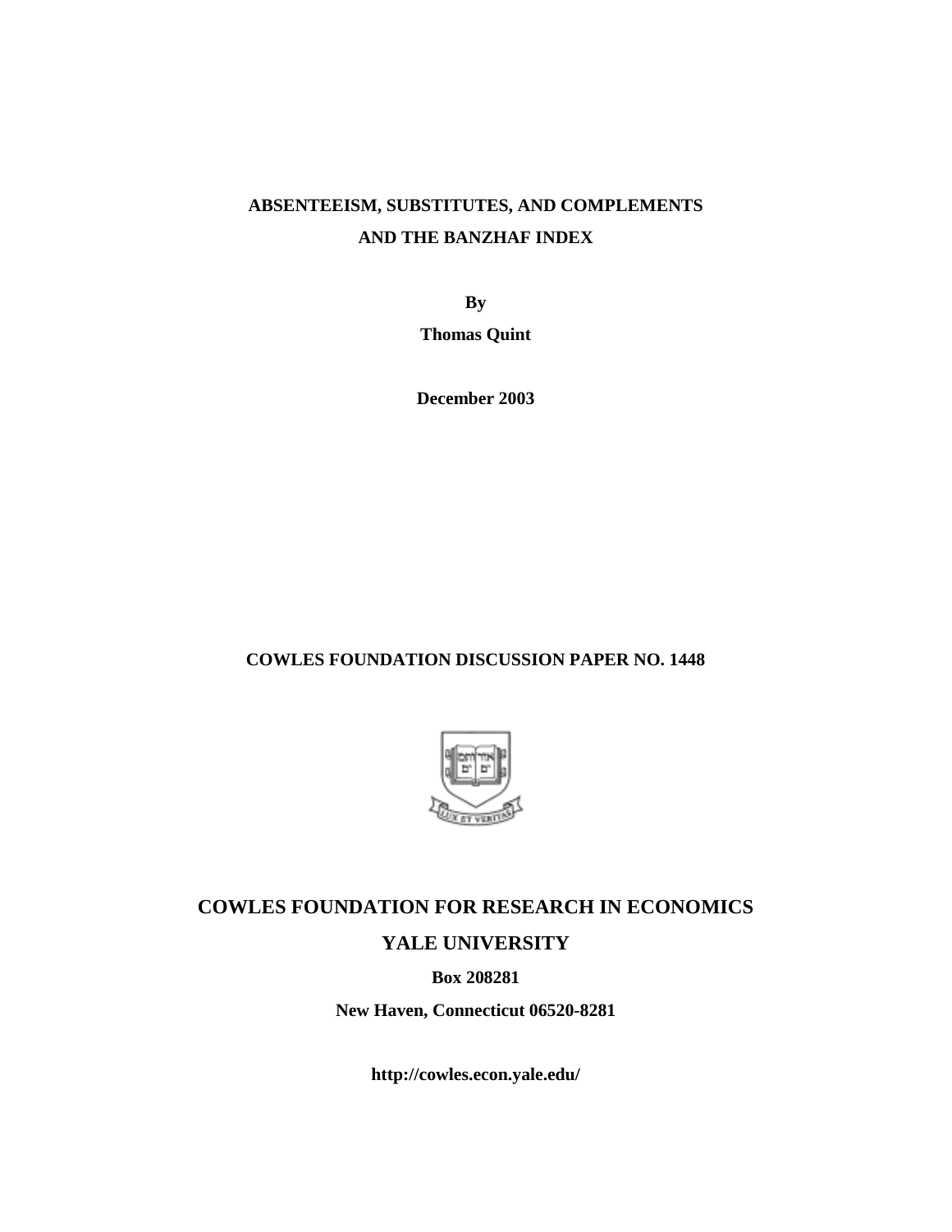# ABSENTEEISM, SUBSTITUTES, AND COMPLEMENTS AND THE BANZHAF INDEX

**By**

**Thomas Quint**

**December 2003**

**COWLES FOUNDATION DISCUSSION PAPER NO. 1448**

## COWLES FOUNDATION FOR RESEARCH IN ECONOMICS

## YALE UNIVERSITY

**Box 208281**

**New Haven, Connecticut 06520-8281**

**http://cowles.econ.yale.edu/**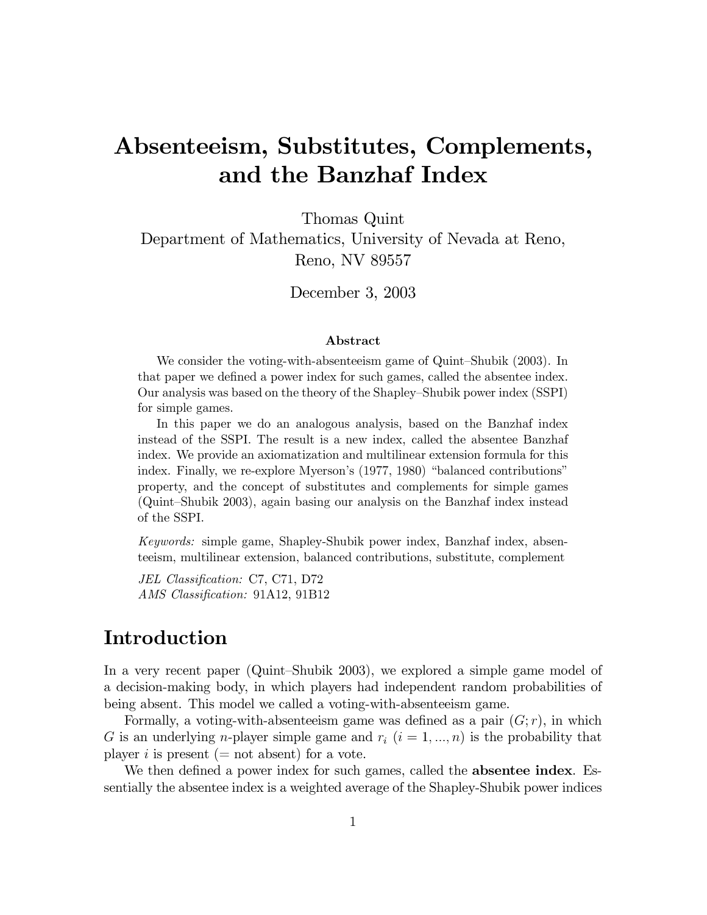# Absenteeism, Substitutes, Complements, and the Banzhaf Index

Thomas Quint
Department of Mathematics, University of Nevada at Reno,
Reno, NV 89557

December 3, 2003

### Abstract

We consider the voting-with-absenteeism game of Quint–Shubik (2003). In that paper we defined a power index for such games, called the absentee index. Our analysis was based on the theory of the Shapley–Shubik power index (SSPI) for simple games.

In this paper we do an analogous analysis, based on the Banzhaf index instead of the SSPI. The result is a new index, called the absentee Banzhaf index. We provide an axiomatization and multilinear extension formula for this index. Finally, we re-explore Myerson's (1977, 1980) "balanced contributions" property, and the concept of substitutes and complements for simple games (Quint–Shubik 2003), again basing our analysis on the Banzhaf index instead of the SSPI.

*Keywords:* simple game, Shapley-Shubik power index, Banzhaf index, absenteeism, multilinear extension, balanced contributions, substitute, complement

*JEL Classification:* C7, C71, D72
*AMS Classification:* 91A12, 91B12

## Introduction

In a very recent paper (Quint–Shubik 2003), we explored a simple game model of a decision-making body, in which players had independent random probabilities of being absent. This model we called a voting-with-absenteeism game.

Formally, a voting-with-absenteeism game was defined as a pair $(G; r)$, in which $G$ is an underlying $n$-player simple game and $r_i$ $(i = 1, ..., n)$ is the probability that player $i$ is present (= not absent) for a vote.

We then defined a power index for such games, called the **absentee index**. Essentially the absentee index is a weighted average of the Shapley-Shubik power indices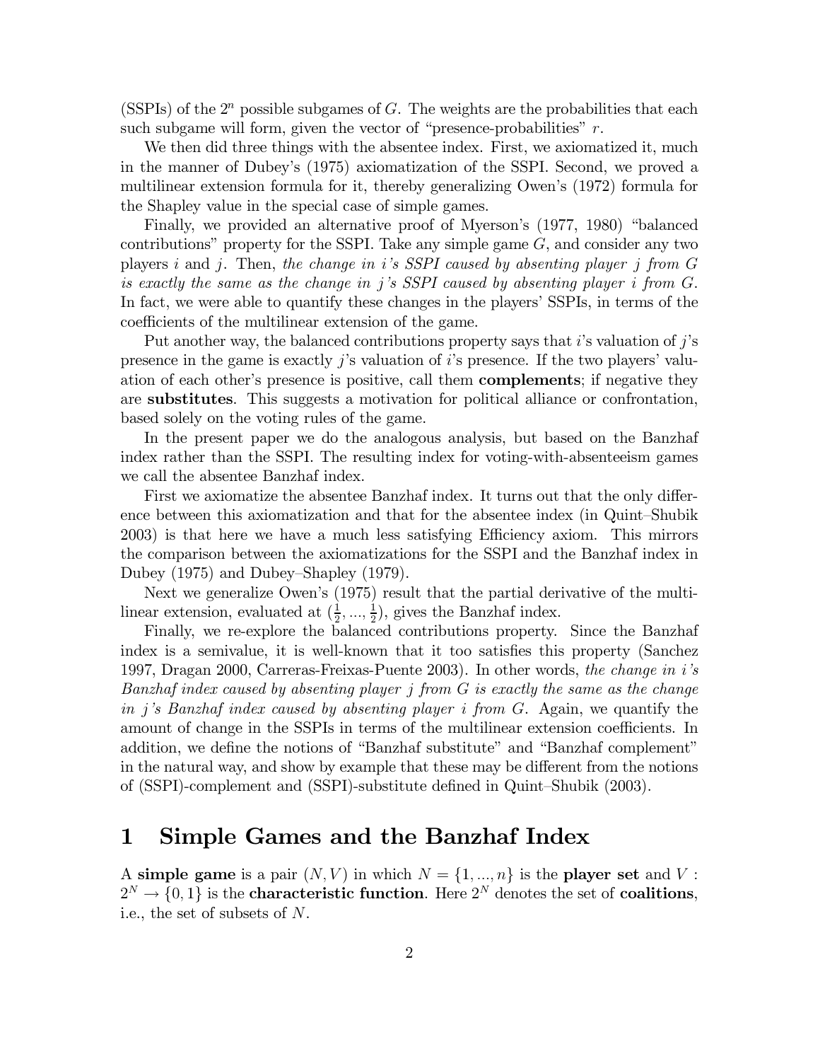(SSPIs) of the $2^n$ possible subgames of $G$. The weights are the probabilities that each such subgame will form, given the vector of "presence-probabilities" $r$.

We then did three things with the absentee index. First, we axiomatized it, much in the manner of Dubey's (1975) axiomatization of the SSPI. Second, we proved a multilinear extension formula for it, thereby generalizing Owen's (1972) formula for the Shapley value in the special case of simple games.

Finally, we provided an alternative proof of Myerson's (1977, 1980) "balanced contributions" property for the SSPI. Take any simple game $G$, and consider any two players $i$ and $j$. Then, *the change in $i$'s SSPI caused by absenting player $j$ from $G$ is exactly the same as the change in $j$'s SSPI caused by absenting player $i$ from $G$.* In fact, we were able to quantify these changes in the players' SSPIs, in terms of the coefficients of the multilinear extension of the game.

Put another way, the balanced contributions property says that $i$'s valuation of $j$'s presence in the game is exactly $j$'s valuation of $i$'s presence. If the two players' valuation of each other's presence is positive, call them **complements**; if negative they are **substitutes**. This suggests a motivation for political alliance or confrontation, based solely on the voting rules of the game.

In the present paper we do the analogous analysis, but based on the Banzhaf index rather than the SSPI. The resulting index for voting-with-absenteeism games we call the absentee Banzhaf index.

First we axiomatize the absentee Banzhaf index. It turns out that the only difference between this axiomatization and that for the absentee index (in Quint–Shubik 2003) is that here we have a much less satisfying Efficiency axiom. This mirrors the comparison between the axiomatizations for the SSPI and the Banzhaf index in Dubey (1975) and Dubey–Shapley (1979).

Next we generalize Owen's (1975) result that the partial derivative of the multilinear extension, evaluated at $(\frac{1}{2}, ..., \frac{1}{2})$, gives the Banzhaf index.

Finally, we re-explore the balanced contributions property. Since the Banzhaf index is a semivalue, it is well-known that it too satisfies this property (Sanchez 1997, Dragan 2000, Carreras-Freixas-Puente 2003). In other words, *the change in $i$'s Banzhaf index caused by absenting player $j$ from $G$ is exactly the same as the change in $j$'s Banzhaf index caused by absenting player $i$ from $G$.* Again, we quantify the amount of change in the SSPIs in terms of the multilinear extension coefficients. In addition, we define the notions of "Banzhaf substitute" and "Banzhaf complement" in the natural way, and show by example that these may be different from the notions of (SSPI)-complement and (SSPI)-substitute defined in Quint–Shubik (2003).

# 1 Simple Games and the Banzhaf Index

A **simple game** is a pair $(N, V)$ in which $N = \{1, ..., n\}$ is the **player set** and $V : 2^N \rightarrow \{0, 1\}$ is the **characteristic function**. Here $2^N$ denotes the set of **coalitions**, i.e., the set of subsets of $N$.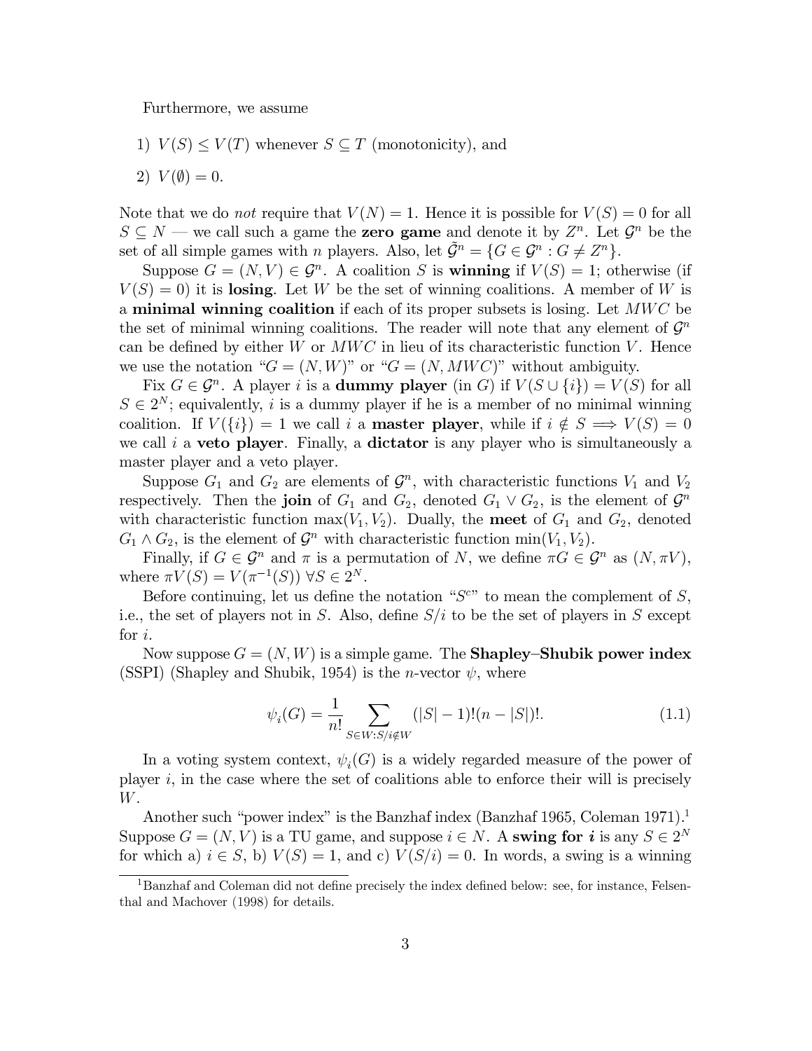Furthermore, we assume

1) $V(S) \leq V(T)$ whenever $S \subseteq T$ (monotonicity), and
2) $V(\emptyset) = 0$.

Note that we do *not* require that $V(N) = 1$. Hence it is possible for $V(S) = 0$ for all $S \subseteq N$ — we call such a game the **zero game** and denote it by $Z^n$. Let $\mathcal{G}^n$ be the set of all simple games with $n$ players. Also, let $\tilde{\mathcal{G}}^n = \{G \in \mathcal{G}^n : G \neq Z^n\}$.

Suppose $G = (N, V) \in \mathcal{G}^n$. A coalition $S$ is **winning** if $V(S) = 1$; otherwise (if $V(S) = 0$) it is **losing**. Let $W$ be the set of winning coalitions. A member of $W$ is a **minimal winning coalition** if each of its proper subsets is losing. Let $MWC$ be the set of minimal winning coalitions. The reader will note that any element of $\mathcal{G}^n$ can be defined by either $W$ or $MWC$ in lieu of its characteristic function $V$. Hence we use the notation "$G = (N, W)$" or "$G = (N, MWC)$" without ambiguity.

Fix $G \in \mathcal{G}^n$. A player $i$ is a **dummy player** (in $G$) if $V(S \cup \{i\}) = V(S)$ for all $S \in 2^N$; equivalently, $i$ is a dummy player if he is a member of no minimal winning coalition. If $V(\{i\}) = 1$ we call $i$ a **master player**, while if $i \notin S \implies V(S) = 0$ we call $i$ a **veto player**. Finally, a **dictator** is any player who is simultaneously a master player and a veto player.

Suppose $G_1$ and $G_2$ are elements of $\mathcal{G}^n$, with characteristic functions $V_1$ and $V_2$ respectively. Then the **join** of $G_1$ and $G_2$, denoted $G_1 \vee G_2$, is the element of $\mathcal{G}^n$ with characteristic function $\max(V_1, V_2)$. Dually, the **meet** of $G_1$ and $G_2$, denoted $G_1 \wedge G_2$, is the element of $\mathcal{G}^n$ with characteristic function $\min(V_1, V_2)$.

Finally, if $G \in \mathcal{G}^n$ and $\pi$ is a permutation of $N$, we define $\pi G \in \mathcal{G}^n$ as $(N, \pi V)$, where $\pi V(S) = V(\pi^{-1}(S)) \; \forall S \in 2^N$.

Before continuing, let us define the notation "$S^c$" to mean the complement of $S$, i.e., the set of players not in $S$. Also, define $S/i$ to be the set of players in $S$ except for $i$.

Now suppose $G = (N, W)$ is a simple game. The **Shapley–Shubik power index** (SSPI) (Shapley and Shubik, 1954) is the $n$-vector $\psi$, where

$$\psi_i(G) = \frac{1}{n!} \sum_{S \in W : S/i \notin W} (|S| - 1)!(n - |S|)!. \tag{1.1}$$

In a voting system context, $\psi_i(G)$ is a widely regarded measure of the power of player $i$, in the case where the set of coalitions able to enforce their will is precisely $W$.

Another such "power index" is the Banzhaf index (Banzhaf 1965, Coleman 1971).[1] Suppose $G = (N, V)$ is a TU game, and suppose $i \in N$. A **swing for *i*** is any $S \in 2^N$ for which a) $i \in S$, b) $V(S) = 1$, and c) $V(S/i) = 0$. In words, a swing is a winning

[1] Banzhaf and Coleman did not define precisely the index defined below: see, for instance, Felsenthal and Machover (1998) for details.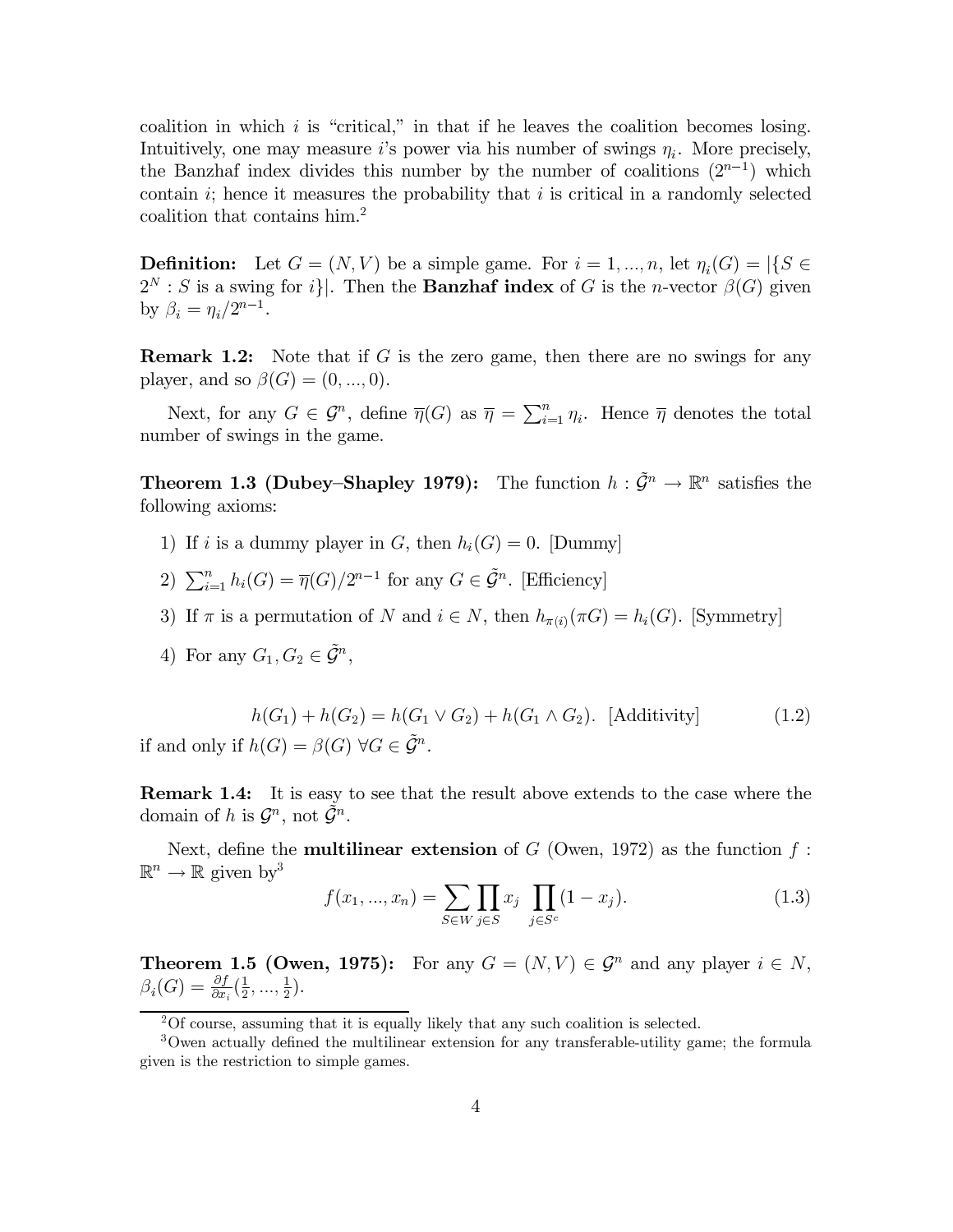coalition in which $i$ is "critical," in that if he leaves the coalition becomes losing. Intuitively, one may measure $i$'s power via his number of swings $\eta_i$. More precisely, the Banzhaf index divides this number by the number of coalitions ($2^{n-1}$) which contain $i$; hence it measures the probability that $i$ is critical in a randomly selected coalition that contains him.[2]

**Definition:** Let $G = (N, V)$ be a simple game. For $i = 1, ..., n$, let $\eta_i(G) = |\{S \in 2^N : S \text{ is a swing for } i\}|$. Then the **Banzhaf index** of $G$ is the $n$-vector $\beta(G)$ given by $\beta_i = \eta_i / 2^{n-1}$.

**Remark 1.2:** Note that if $G$ is the zero game, then there are no swings for any player, and so $\beta(G) = (0, ..., 0)$.

Next, for any $G \in \mathcal{G}^n$, define $\overline{\eta}(G)$ as $\overline{\eta} = \sum_{i=1}^n \eta_i$. Hence $\overline{\eta}$ denotes the total number of swings in the game.

**Theorem 1.3 (Dubey–Shapley 1979):** The function $h : \tilde{\mathcal{G}}^n \to \mathbb{R}^n$ satisfies the following axioms:

1) If $i$ is a dummy player in $G$, then $h_i(G) = 0$. [Dummy]

2) $\sum_{i=1}^n h_i(G) = \overline{\eta}(G)/2^{n-1}$ for any $G \in \tilde{\mathcal{G}}^n$. [Efficiency]

3) If $\pi$ is a permutation of $N$ and $i \in N$, then $h_{\pi(i)}(\pi G) = h_i(G)$. [Symmetry]

4) For any $G_1, G_2 \in \tilde{\mathcal{G}}^n$,

$$h(G_1) + h(G_2) = h(G_1 \vee G_2) + h(G_1 \wedge G_2). \text{ [Additivity]} \tag{1.2}$$

if and only if $h(G) = \beta(G)\ \forall G \in \tilde{\mathcal{G}}^n$.

**Remark 1.4:** It is easy to see that the result above extends to the case where the domain of $h$ is $\mathcal{G}^n$, not $\tilde{\mathcal{G}}^n$.

Next, define the **multilinear extension** of $G$ (Owen, 1972) as the function $f : \mathbb{R}^n \to \mathbb{R}$ given by[3]

$$f(x_1, ..., x_n) = \sum_{S \in W} \prod_{j \in S} x_j \prod_{j \in S^c} (1 - x_j). \tag{1.3}$$

**Theorem 1.5 (Owen, 1975):** For any $G = (N, V) \in \mathcal{G}^n$ and any player $i \in N$, $\beta_i(G) = \frac{\partial f}{\partial x_i}(\frac{1}{2}, ..., \frac{1}{2})$.

[2] Of course, assuming that it is equally likely that any such coalition is selected.

[3] Owen actually defined the multilinear extension for any transferable-utility game; the formula given is the restriction to simple games.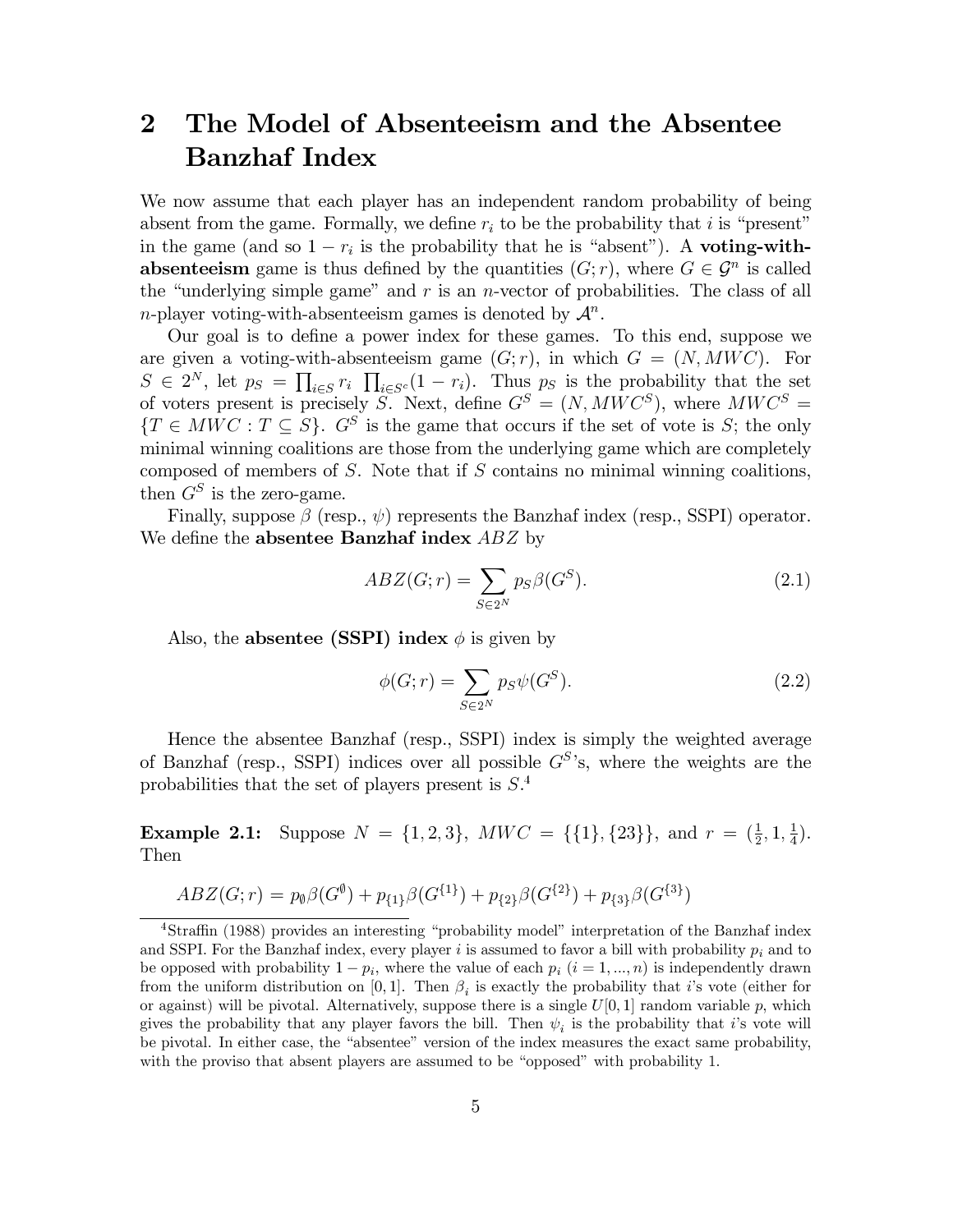# 2 The Model of Absenteeism and the Absentee Banzhaf Index

We now assume that each player has an independent random probability of being absent from the game. Formally, we define $r_i$ to be the probability that $i$ is "present" in the game (and so $1 - r_i$ is the probability that he is "absent"). A **voting-with-absenteeism** game is thus defined by the quantities $(G; r)$, where $G \in \mathcal{G}^n$ is called the "underlying simple game" and $r$ is an $n$-vector of probabilities. The class of all $n$-player voting-with-absenteeism games is denoted by $\mathcal{A}^n$.

Our goal is to define a power index for these games. To this end, suppose we are given a voting-with-absenteeism game $(G; r)$, in which $G = (N, MWC)$. For $S \in 2^N$, let $p_S = \prod_{i \in S} r_i \prod_{i \in S^c}(1 - r_i)$. Thus $p_S$ is the probability that the set of voters present is precisely $S$. Next, define $G^S = (N, MWC^S)$, where $MWC^S = \{T \in MWC : T \subseteq S\}$. $G^S$ is the game that occurs if the set of vote is $S$; the only minimal winning coalitions are those from the underlying game which are completely composed of members of $S$. Note that if $S$ contains no minimal winning coalitions, then $G^S$ is the zero-game.

Finally, suppose $\beta$ (resp., $\psi$) represents the Banzhaf index (resp., SSPI) operator. We define the **absentee Banzhaf index** $ABZ$ by

$$ABZ(G; r) = \sum_{S \in 2^N} p_S \beta(G^S). \tag{2.1}$$

Also, the **absentee (SSPI) index** $\phi$ is given by

$$\phi(G; r) = \sum_{S \in 2^N} p_S \psi(G^S). \tag{2.2}$$

Hence the absentee Banzhaf (resp., SSPI) index is simply the weighted average of Banzhaf (resp., SSPI) indices over all possible $G^S$'s, where the weights are the probabilities that the set of players present is $S$.[4]

**Example 2.1:** Suppose $N = \{1, 2, 3\}$, $MWC = \{\{1\}, \{23\}\}$, and $r = (\frac{1}{2}, 1, \frac{1}{4})$. Then

$$ABZ(G; r) = p_\emptyset \beta(G^\emptyset) + p_{\{1\}} \beta(G^{\{1\}}) + p_{\{2\}} \beta(G^{\{2\}}) + p_{\{3\}} \beta(G^{\{3\}})$$

[4] Straffin (1988) provides an interesting "probability model" interpretation of the Banzhaf index and SSPI. For the Banzhaf index, every player $i$ is assumed to favor a bill with probability $p_i$ and to be opposed with probability $1 - p_i$, where the value of each $p_i$ ($i = 1, ..., n$) is independently drawn from the uniform distribution on $[0, 1]$. Then $\beta_i$ is exactly the probability that $i$'s vote (either for or against) will be pivotal. Alternatively, suppose there is a single $U[0, 1]$ random variable $p$, which gives the probability that any player favors the bill. Then $\psi_i$ is the probability that $i$'s vote will be pivotal. In either case, the "absentee" version of the index measures the exact same probability, with the proviso that absent players are assumed to be "opposed" with probability 1.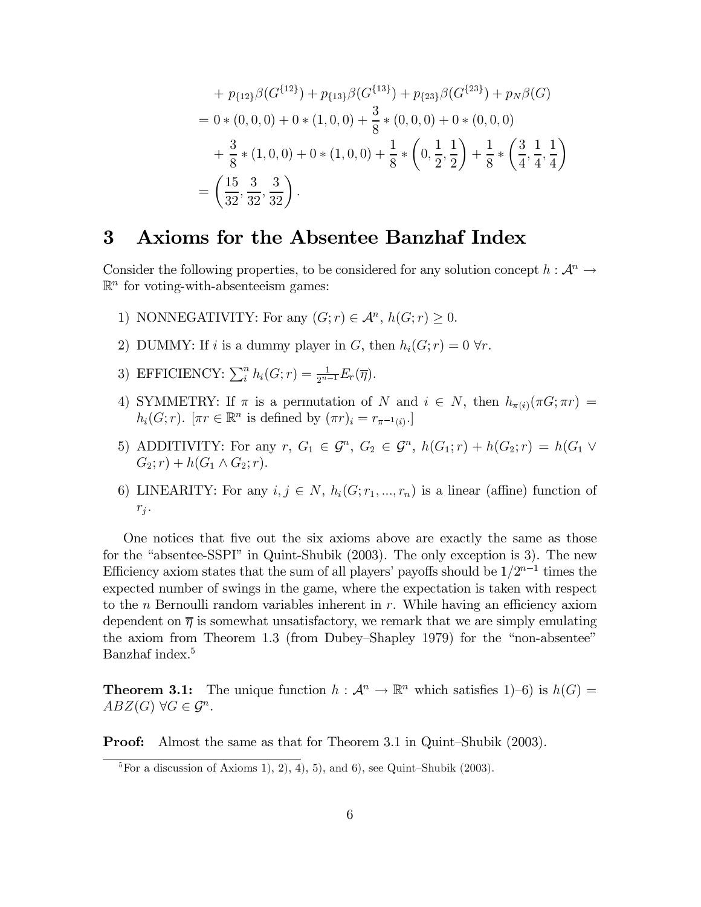$$
\begin{aligned}
&+ p_{\{12\}}\beta(G^{\{12\}}) + p_{\{13\}}\beta(G^{\{13\}}) + p_{\{23\}}\beta(G^{\{23\}}) + p_N\beta(G) \\
&= 0 * (0,0,0) + 0 * (1,0,0) + \frac{3}{8} * (0,0,0) + 0 * (0,0,0) \\
&\quad + \frac{3}{8} * (1,0,0) + 0 * (1,0,0) + \frac{1}{8} * \left(0, \frac{1}{2}, \frac{1}{2}\right) + \frac{1}{8} * \left(\frac{3}{4}, \frac{1}{4}, \frac{1}{4}\right) \\
&= \left(\frac{15}{32}, \frac{3}{32}, \frac{3}{32}\right).
\end{aligned}
$$

# 3 Axioms for the Absentee Banzhaf Index

Consider the following properties, to be considered for any solution concept $h : \mathcal{A}^n \rightarrow \mathbb{R}^n$ for voting-with-absenteeism games:

1) NONNEGATIVITY: For any $(G;r) \in \mathcal{A}^n$, $h(G;r) \geq 0$.

2) DUMMY: If $i$ is a dummy player in $G$, then $h_i(G;r) = 0 \ \forall r$.

3) EFFICIENCY: $\sum_i^n h_i(G;r) = \frac{1}{2^{n-1}} E_r(\overline{\eta})$.

4) SYMMETRY: If $\pi$ is a permutation of $N$ and $i \in N$, then $h_{\pi(i)}(\pi G; \pi r) = h_i(G;r)$. [$\pi r \in \mathbb{R}^n$ is defined by $(\pi r)_i = r_{\pi^{-1}(i)}$.]

5) ADDITIVITY: For any $r$, $G_1 \in \mathcal{G}^n$, $G_2 \in \mathcal{G}^n$, $h(G_1;r) + h(G_2;r) = h(G_1 \vee G_2; r) + h(G_1 \wedge G_2; r)$.

6) LINEARITY: For any $i, j \in N$, $h_i(G; r_1, ..., r_n)$ is a linear (affine) function of $r_j$.

One notices that five out the six axioms above are exactly the same as those for the "absentee-SSPI" in Quint-Shubik (2003). The only exception is 3). The new Efficiency axiom states that the sum of all players' payoffs should be $1/2^{n-1}$ times the expected number of swings in the game, where the expectation is taken with respect to the $n$ Bernoulli random variables inherent in $r$. While having an efficiency axiom dependent on $\overline{\eta}$ is somewhat unsatisfactory, we remark that we are simply emulating the axiom from Theorem 1.3 (from Dubey–Shapley 1979) for the "non-absentee" Banzhaf index.[5]

**Theorem 3.1:** The unique function $h : \mathcal{A}^n \rightarrow \mathbb{R}^n$ which satisfies 1)–6) is $h(G) = ABZ(G) \ \forall G \in \mathcal{G}^n$.

**Proof:** Almost the same as that for Theorem 3.1 in Quint–Shubik (2003).

[5] For a discussion of Axioms 1), 2), 4), 5), and 6), see Quint–Shubik (2003).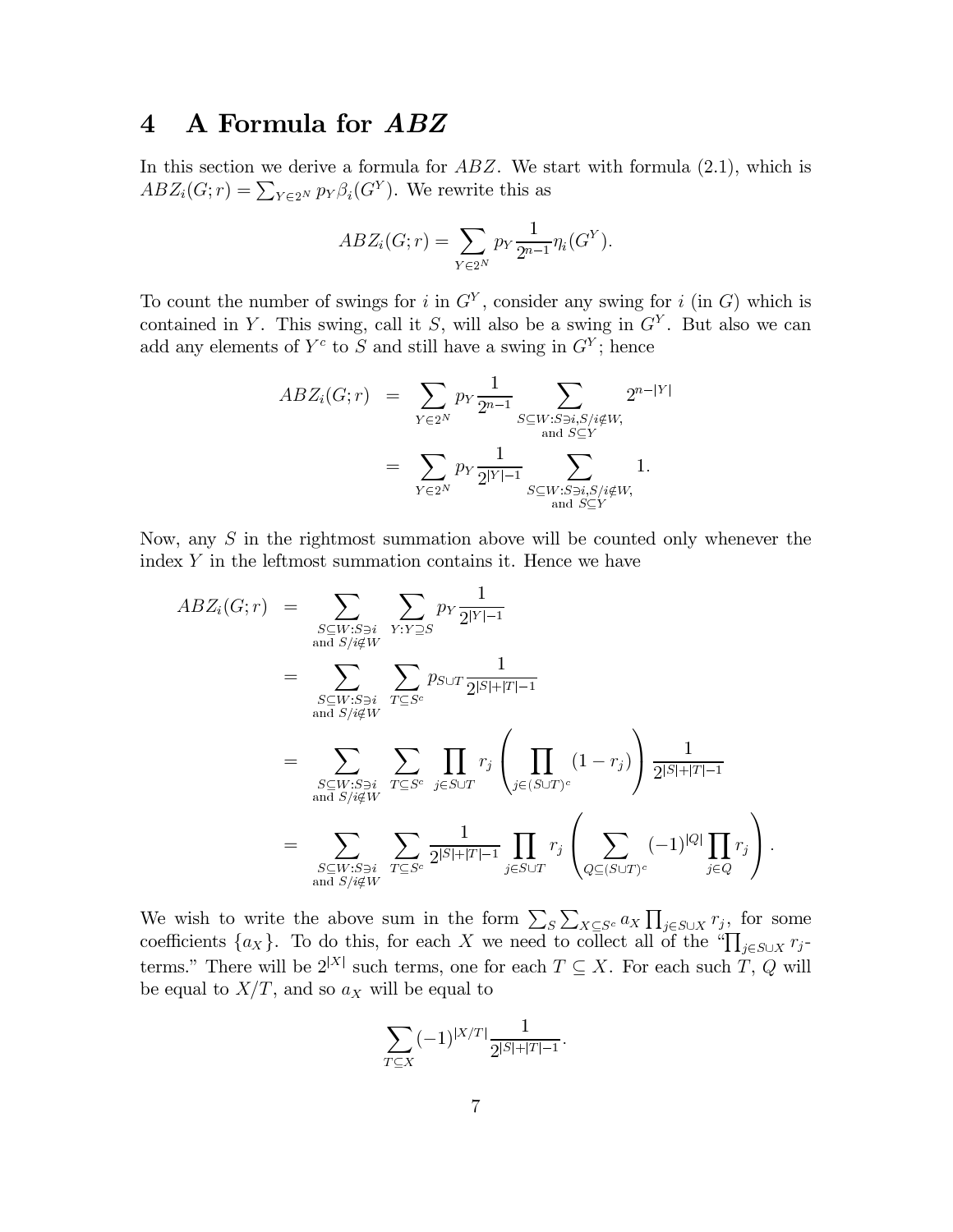# 4 A Formula for $ABZ$

In this section we derive a formula for $ABZ$. We start with formula (2.1), which is $ABZ_i(G;r) = \sum_{Y \in 2^N} p_Y \beta_i(G^Y)$. We rewrite this as

$$ABZ_i(G;r) = \sum_{Y \in 2^N} p_Y \frac{1}{2^{n-1}} \eta_i(G^Y).$$

To count the number of swings for $i$ in $G^Y$, consider any swing for $i$ (in $G$) which is contained in $Y$. This swing, call it $S$, will also be a swing in $G^Y$. But also we can add any elements of $Y^c$ to $S$ and still have a swing in $G^Y$; hence

$$\begin{aligned}
ABZ_i(G;r) &= \sum_{Y \in 2^N} p_Y \frac{1}{2^{n-1}} \sum_{\substack{S \subseteq W: S \ni i, S/i \notin W, \\ \text{and } S \subseteq Y}} 2^{n-|Y|} \\
&= \sum_{Y \in 2^N} p_Y \frac{1}{2^{|Y|-1}} \sum_{\substack{S \subseteq W: S \ni i, S/i \notin W, \\ \text{and } S \subseteq Y}} 1.
\end{aligned}$$

Now, any $S$ in the rightmost summation above will be counted only whenever the index $Y$ in the leftmost summation contains it. Hence we have

$$\begin{aligned}
ABZ_i(G;r) &= \sum_{\substack{S \subseteq W: S \ni i \\ \text{and } S/i \notin W}} \sum_{Y: Y \supseteq S} p_Y \frac{1}{2^{|Y|-1}} \\
&= \sum_{\substack{S \subseteq W: S \ni i \\ \text{and } S/i \notin W}} \sum_{T \subseteq S^c} p_{S \cup T} \frac{1}{2^{|S|+|T|-1}} \\
&= \sum_{\substack{S \subseteq W: S \ni i \\ \text{and } S/i \notin W}} \sum_{T \subseteq S^c} \prod_{j \in S \cup T} r_j \left( \prod_{j \in (S \cup T)^c} (1 - r_j) \right) \frac{1}{2^{|S|+|T|-1}} \\
&= \sum_{\substack{S \subseteq W: S \ni i \\ \text{and } S/i \notin W}} \sum_{T \subseteq S^c} \frac{1}{2^{|S|+|T|-1}} \prod_{j \in S \cup T} r_j \left( \sum_{Q \subseteq (S \cup T)^c} (-1)^{|Q|} \prod_{j \in Q} r_j \right).
\end{aligned}$$

We wish to write the above sum in the form $\sum_S \sum_{X \subseteq S^c} a_X \prod_{j \in S \cup X} r_j$, for some coefficients $\{a_X\}$. To do this, for each $X$ we need to collect all of the "$\prod_{j \in S \cup X} r_j$-terms." There will be $2^{|X|}$ such terms, one for each $T \subseteq X$. For each such $T$, $Q$ will be equal to $X/T$, and so $a_X$ will be equal to

$$\sum_{T \subseteq X} (-1)^{|X/T|} \frac{1}{2^{|S|+|T|-1}}.$$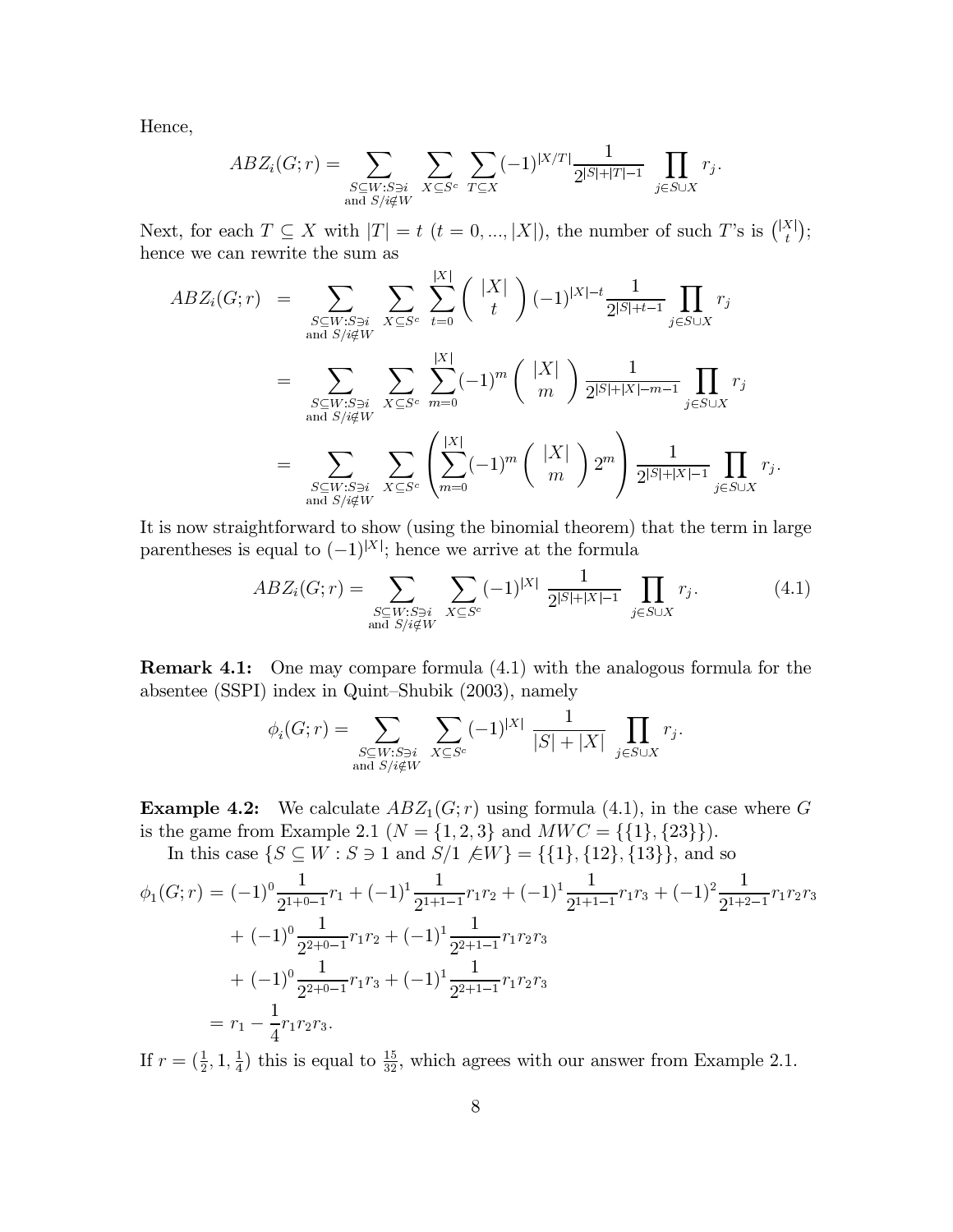Hence,

$$ABZ_i(G;r) = \sum_{\substack{S\subseteq W: S\ni i \\ \text{and } S/i\notin W}} \sum_{X\subseteq S^c} \sum_{T\subseteq X} (-1)^{|X/T|} \frac{1}{2^{|S|+|T|-1}} \prod_{j\in S\cup X} r_j.$$

Next, for each $T \subseteq X$ with $|T| = t$ ($t = 0, ..., |X|$), the number of such $T$'s is $\binom{|X|}{t}$; hence we can rewrite the sum as

$$\begin{aligned}
ABZ_i(G;r) &= \sum_{\substack{S\subseteq W: S\ni i \\ \text{and } S/i\notin W}} \sum_{X\subseteq S^c} \sum_{t=0}^{|X|} \binom{|X|}{t} (-1)^{|X|-t} \frac{1}{2^{|S|+t-1}} \prod_{j\in S\cup X} r_j \\
&= \sum_{\substack{S\subseteq W: S\ni i \\ \text{and } S/i\notin W}} \sum_{X\subseteq S^c} \sum_{m=0}^{|X|} (-1)^m \binom{|X|}{m} \frac{1}{2^{|S|+|X|-m-1}} \prod_{j\in S\cup X} r_j \\
&= \sum_{\substack{S\subseteq W: S\ni i \\ \text{and } S/i\notin W}} \sum_{X\subseteq S^c} \left( \sum_{m=0}^{|X|} (-1)^m \binom{|X|}{m} 2^m \right) \frac{1}{2^{|S|+|X|-1}} \prod_{j\in S\cup X} r_j.
\end{aligned}$$

It is now straightforward to show (using the binomial theorem) that the term in large parentheses is equal to $(-1)^{|X|}$; hence we arrive at the formula

$$ABZ_i(G;r) = \sum_{\substack{S\subseteq W: S\ni i \\ \text{and } S/i\notin W}} \sum_{X\subseteq S^c} (-1)^{|X|} \frac{1}{2^{|S|+|X|-1}} \prod_{j\in S\cup X} r_j. \tag{4.1}$$

**Remark 4.1:** One may compare formula (4.1) with the analogous formula for the absentee (SSPI) index in Quint–Shubik (2003), namely

$$\phi_i(G;r) = \sum_{\substack{S\subseteq W: S\ni i \\ \text{and } S/i\notin W}} \sum_{X\subseteq S^c} (-1)^{|X|} \frac{1}{|S|+|X|} \prod_{j\in S\cup X} r_j.$$

**Example 4.2:** We calculate $ABZ_1(G;r)$ using formula (4.1), in the case where $G$ is the game from Example 2.1 ($N = \{1,2,3\}$ and $MWC = \{\{1\},\{23\}\}$).

In this case $\{S \subseteq W : S \ni 1 \text{ and } S/1 \not\in W\} = \{\{1\},\{12\},\{13\}\}$, and so

$$\begin{aligned}
\phi_1(G;r) &= (-1)^0 \frac{1}{2^{1+0-1}} r_1 + (-1)^1 \frac{1}{2^{1+1-1}} r_1 r_2 + (-1)^1 \frac{1}{2^{1+1-1}} r_1 r_3 + (-1)^2 \frac{1}{2^{1+2-1}} r_1 r_2 r_3 \\
&\quad + (-1)^0 \frac{1}{2^{2+0-1}} r_1 r_2 + (-1)^1 \frac{1}{2^{2+1-1}} r_1 r_2 r_3 \\
&\quad + (-1)^0 \frac{1}{2^{2+0-1}} r_1 r_3 + (-1)^1 \frac{1}{2^{2+1-1}} r_1 r_2 r_3 \\
&= r_1 - \frac{1}{4} r_1 r_2 r_3.
\end{aligned}$$

If $r = (\frac{1}{2}, 1, \frac{1}{4})$ this is equal to $\frac{15}{32}$, which agrees with our answer from Example 2.1.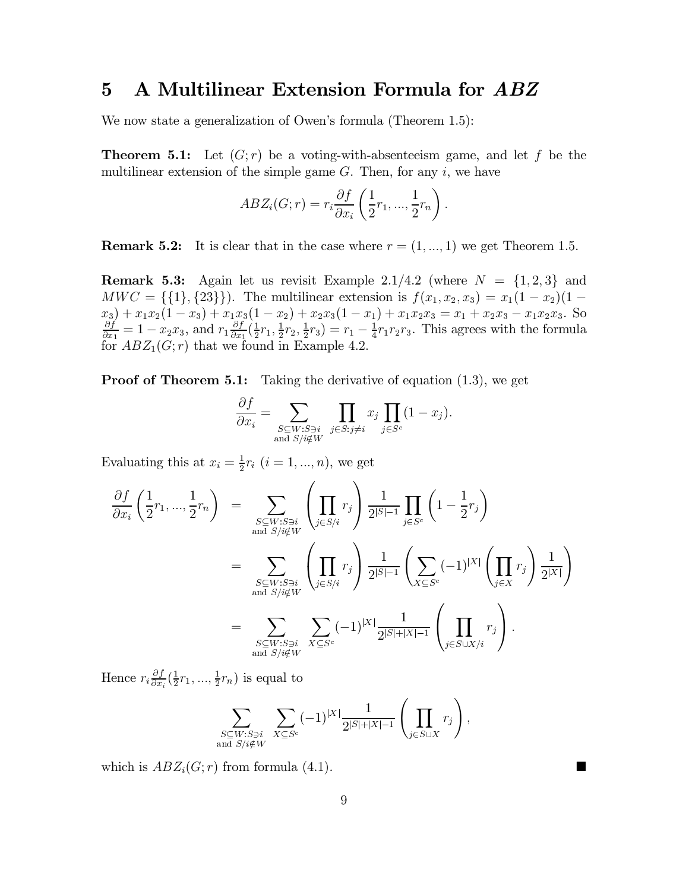# 5 A Multilinear Extension Formula for $ABZ$

We now state a generalization of Owen's formula (Theorem 1.5):

**Theorem 5.1:** Let $(G;r)$ be a voting-with-absenteeism game, and let $f$ be the multilinear extension of the simple game $G$. Then, for any $i$, we have

$$ABZ_i(G;r) = r_i \frac{\partial f}{\partial x_i}\left(\frac{1}{2}r_1, ..., \frac{1}{2}r_n\right).$$

**Remark 5.2:** It is clear that in the case where $r = (1, ..., 1)$ we get Theorem 1.5.

**Remark 5.3:** Again let us revisit Example 2.1/4.2 (where $N = \{1, 2, 3\}$ and $MWC = \{\{1\}, \{23\}\}$). The multilinear extension is $f(x_1, x_2, x_3) = x_1(1 - x_2)(1 - x_3) + x_1 x_2(1 - x_3) + x_1 x_3(1 - x_2) + x_2 x_3(1 - x_1) + x_1 x_2 x_3 = x_1 + x_2 x_3 - x_1 x_2 x_3$. So $\frac{\partial f}{\partial x_1} = 1 - x_2 x_3$, and $r_1 \frac{\partial f}{\partial x_1}(\frac{1}{2}r_1, \frac{1}{2}r_2, \frac{1}{2}r_3) = r_1 - \frac{1}{4}r_1 r_2 r_3$. This agrees with the formula for $ABZ_1(G;r)$ that we found in Example 4.2.

**Proof of Theorem 5.1:** Taking the derivative of equation (1.3), we get

$$\frac{\partial f}{\partial x_i} = \sum_{\substack{S \subseteq W : S \ni i \\ \text{and } S/i \notin W}} \prod_{j \in S : j \neq i} x_j \prod_{j \in S^c} (1 - x_j).$$

Evaluating this at $x_i = \frac{1}{2}r_i$ $(i = 1, ..., n)$, we get

$$\begin{aligned}
\frac{\partial f}{\partial x_i}\left(\frac{1}{2}r_1, ..., \frac{1}{2}r_n\right) &= \sum_{\substack{S \subseteq W : S \ni i \\ \text{and } S/i \notin W}} \left(\prod_{j \in S/i} r_j\right) \frac{1}{2^{|S|-1}} \prod_{j \in S^c}\left(1 - \frac{1}{2}r_j\right) \\
&= \sum_{\substack{S \subseteq W : S \ni i \\ \text{and } S/i \notin W}} \left(\prod_{j \in S/i} r_j\right) \frac{1}{2^{|S|-1}} \left(\sum_{X \subseteq S^c} (-1)^{|X|} \left(\prod_{j \in X} r_j\right) \frac{1}{2^{|X|}}\right) \\
&= \sum_{\substack{S \subseteq W : S \ni i \\ \text{and } S/i \notin W}} \sum_{X \subseteq S^c} (-1)^{|X|} \frac{1}{2^{|S|+|X|-1}} \left(\prod_{j \in S \cup X/i} r_j\right).
\end{aligned}$$

Hence $r_i \frac{\partial f}{\partial x_i}(\frac{1}{2}r_1, ..., \frac{1}{2}r_n)$ is equal to

$$\sum_{\substack{S \subseteq W : S \ni i \\ \text{and } S/i \notin W}} \sum_{X \subseteq S^c} (-1)^{|X|} \frac{1}{2^{|S|+|X|-1}} \left(\prod_{j \in S \cup X} r_j\right),$$

which is $ABZ_i(G;r)$ from formula (4.1). ∎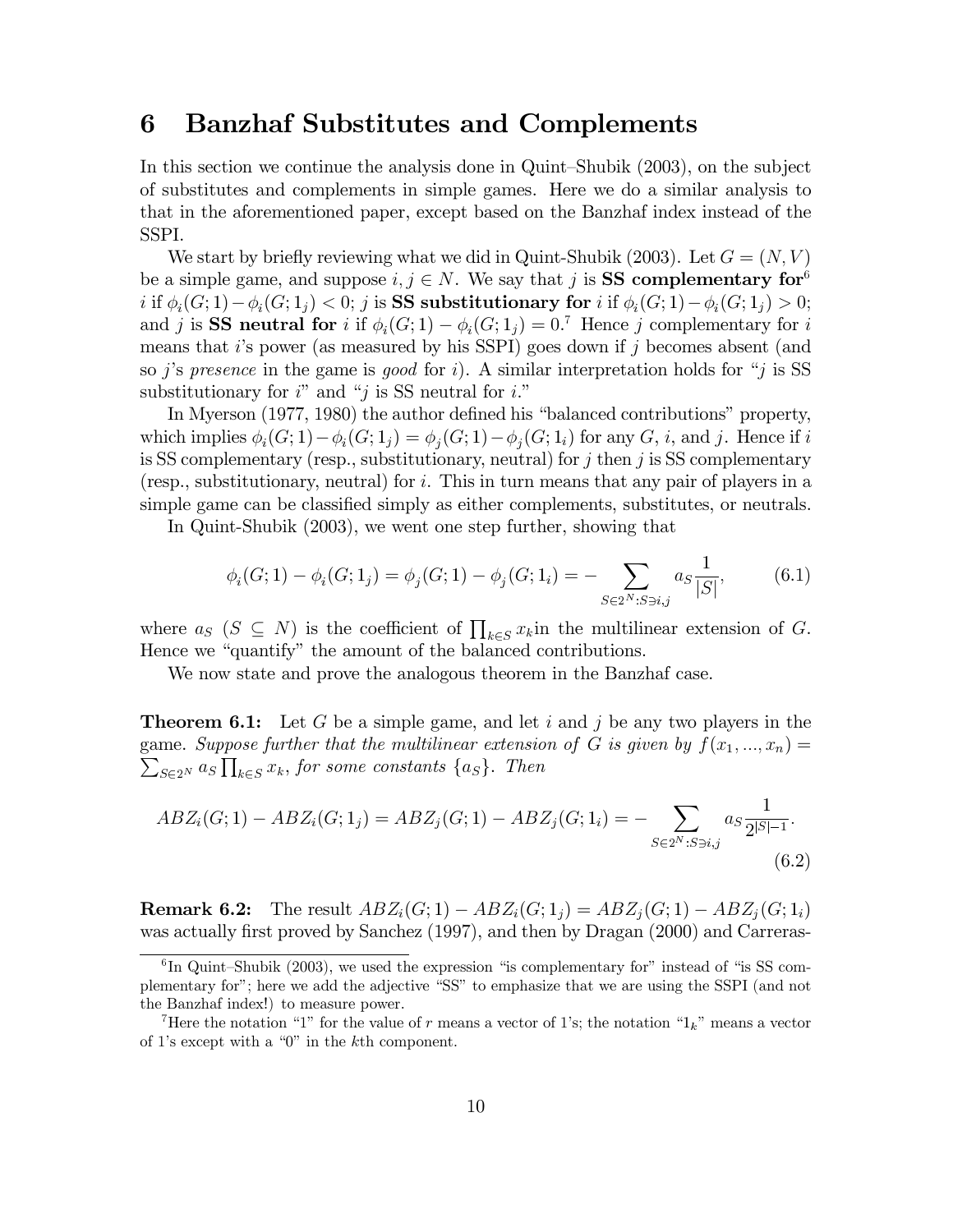# 6 Banzhaf Substitutes and Complements

In this section we continue the analysis done in Quint–Shubik (2003), on the subject of substitutes and complements in simple games. Here we do a similar analysis to that in the aforementioned paper, except based on the Banzhaf index instead of the SSPI.

We start by briefly reviewing what we did in Quint-Shubik (2003). Let $G = (N, V)$ be a simple game, and suppose $i, j \in N$. We say that $j$ is **SS complementary for**[6] $i$ if $\phi_i(G; 1) - \phi_i(G; 1_j) < 0$; $j$ is **SS substitutionary for** $i$ if $\phi_i(G; 1) - \phi_i(G; 1_j) > 0$; and $j$ is **SS neutral for** $i$ if $\phi_i(G; 1) - \phi_i(G; 1_j) = 0$.[7] Hence $j$ complementary for $i$ means that $i$'s power (as measured by his SSPI) goes down if $j$ becomes absent (and so $j$'s *presence* in the game is *good* for $i$). A similar interpretation holds for "$j$ is SS substitutionary for $i$" and "$j$ is SS neutral for $i$."

In Myerson (1977, 1980) the author defined his "balanced contributions" property, which implies $\phi_i(G; 1) - \phi_i(G; 1_j) = \phi_j(G; 1) - \phi_j(G; 1_i)$ for any $G$, $i$, and $j$. Hence if $i$ is SS complementary (resp., substitutionary, neutral) for $j$ then $j$ is SS complementary (resp., substitutionary, neutral) for $i$. This in turn means that any pair of players in a simple game can be classified simply as either complements, substitutes, or neutrals.

In Quint-Shubik (2003), we went one step further, showing that

$$\phi_i(G; 1) - \phi_i(G; 1_j) = \phi_j(G; 1) - \phi_j(G; 1_i) = -\sum_{S \in 2^N : S \ni i,j} a_S \frac{1}{|S|}, \tag{6.1}$$

where $a_S$ $(S \subseteq N)$ is the coefficient of $\prod_{k \in S} x_k$in the multilinear extension of $G$. Hence we "quantify" the amount of the balanced contributions.

We now state and prove the analogous theorem in the Banzhaf case.

**Theorem 6.1:** Let $G$ be a simple game, and let $i$ and $j$ be any two players in the game. *Suppose further that the multilinear extension of $G$ is given by $f(x_1, ..., x_n) = \sum_{S \in 2^N} a_S \prod_{k \in S} x_k$, for some constants $\{a_S\}$. Then*

$$ABZ_i(G; 1) - ABZ_i(G; 1_j) = ABZ_j(G; 1) - ABZ_j(G; 1_i) = -\sum_{S \in 2^N : S \ni i,j} a_S \frac{1}{2^{|S|-1}}. \tag{6.2}$$

**Remark 6.2:** The result $ABZ_i(G; 1) - ABZ_i(G; 1_j) = ABZ_j(G; 1) - ABZ_j(G; 1_i)$ was actually first proved by Sanchez (1997), and then by Dragan (2000) and Carreras-

[6] In Quint–Shubik (2003), we used the expression "is complementary for" instead of "is SS complementary for"; here we add the adjective "SS" to emphasize that we are using the SSPI (and not the Banzhaf index!) to measure power.

[7] Here the notation "1" for the value of $r$ means a vector of 1's; the notation "$1_k$" means a vector of 1's except with a "0" in the $k$th component.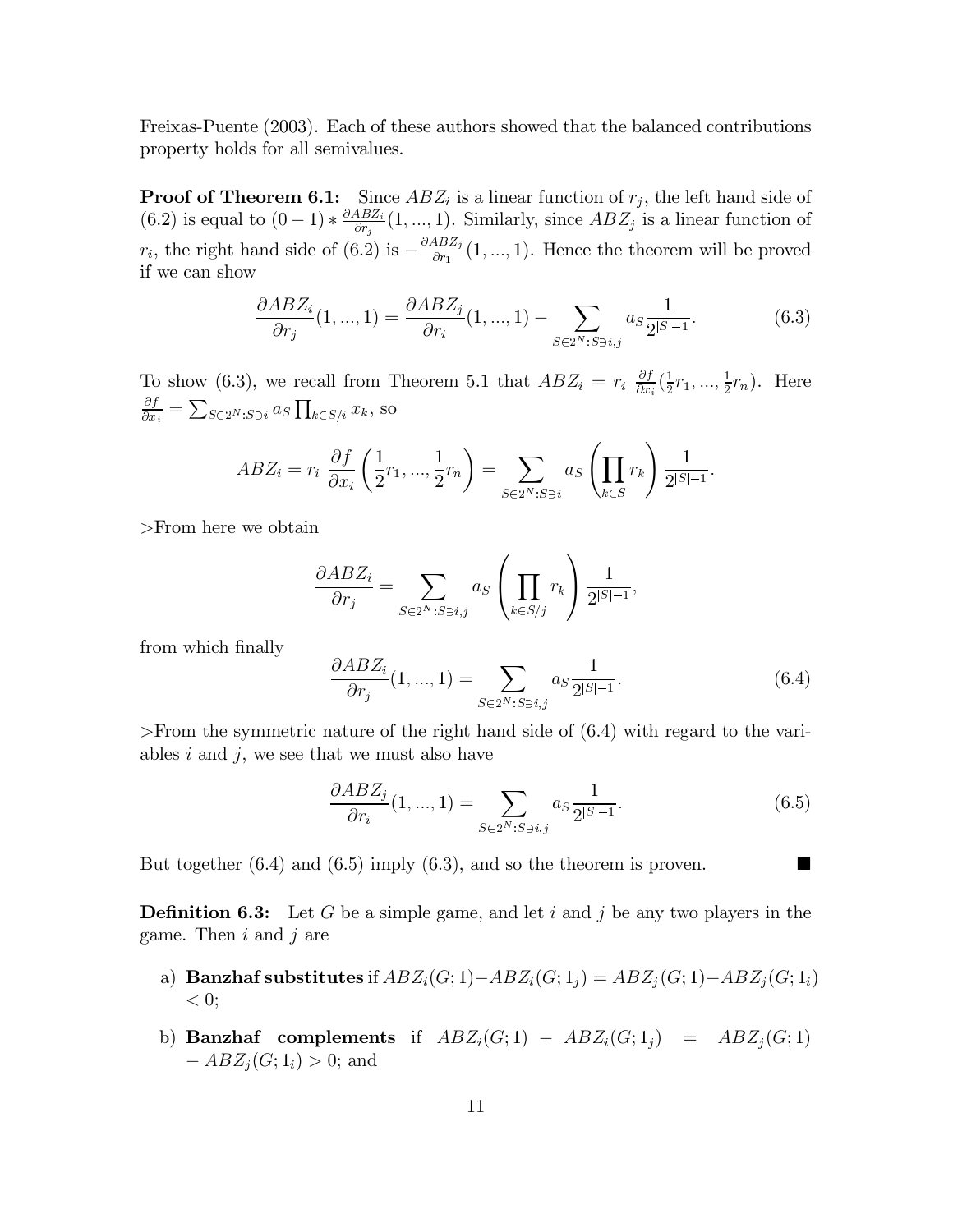Freixas-Puente (2003). Each of these authors showed that the balanced contributions property holds for all semivalues.

**Proof of Theorem 6.1:** Since $ABZ_i$ is a linear function of $r_j$, the left hand side of (6.2) is equal to $(0-1) * \frac{\partial ABZ_i}{\partial r_j}(1,...,1)$. Similarly, since $ABZ_j$ is a linear function of $r_i$, the right hand side of (6.2) is $-\frac{\partial ABZ_j}{\partial r_1}(1,...,1)$. Hence the theorem will be proved if we can show

$$\frac{\partial ABZ_i}{\partial r_j}(1,...,1) = \frac{\partial ABZ_j}{\partial r_i}(1,...,1) - \sum_{S \in 2^N : S \ni i,j} a_S \frac{1}{2^{|S|-1}}. \tag{6.3}$$

To show (6.3), we recall from Theorem 5.1 that $ABZ_i = r_i \ \frac{\partial f}{\partial x_i}(\frac{1}{2}r_1,...,\frac{1}{2}r_n)$. Here $\frac{\partial f}{\partial x_i} = \sum_{S \in 2^N : S \ni i} a_S \prod_{k \in S/i} x_k$, so

$$ABZ_i = r_i \ \frac{\partial f}{\partial x_i}\left(\frac{1}{2}r_1,...,\frac{1}{2}r_n\right) = \sum_{S \in 2^N : S \ni i} a_S \left(\prod_{k \in S} r_k\right) \frac{1}{2^{|S|-1}}.$$

>From here we obtain

$$\frac{\partial ABZ_i}{\partial r_j} = \sum_{S \in 2^N : S \ni i,j} a_S \left(\prod_{k \in S/j} r_k\right) \frac{1}{2^{|S|-1}},$$

from which finally

$$\frac{\partial ABZ_i}{\partial r_j}(1,...,1) = \sum_{S \in 2^N : S \ni i,j} a_S \frac{1}{2^{|S|-1}}. \tag{6.4}$$

>From the symmetric nature of the right hand side of (6.4) with regard to the variables $i$ and $j$, we see that we must also have

$$\frac{\partial ABZ_j}{\partial r_i}(1,...,1) = \sum_{S \in 2^N : S \ni i,j} a_S \frac{1}{2^{|S|-1}}. \tag{6.5}$$

But together (6.4) and (6.5) imply (6.3), and so the theorem is proven. ■

**Definition 6.3:** Let $G$ be a simple game, and let $i$ and $j$ be any two players in the game. Then $i$ and $j$ are

a) **Banzhaf substitutes** if $ABZ_i(G;1) - ABZ_i(G;1_j) = ABZ_j(G;1) - ABZ_j(G;1_i) < 0$;

b) **Banzhaf complements** if $ABZ_i(G;1) - ABZ_i(G;1_j) = ABZ_j(G;1) - ABZ_j(G;1_i) > 0$; and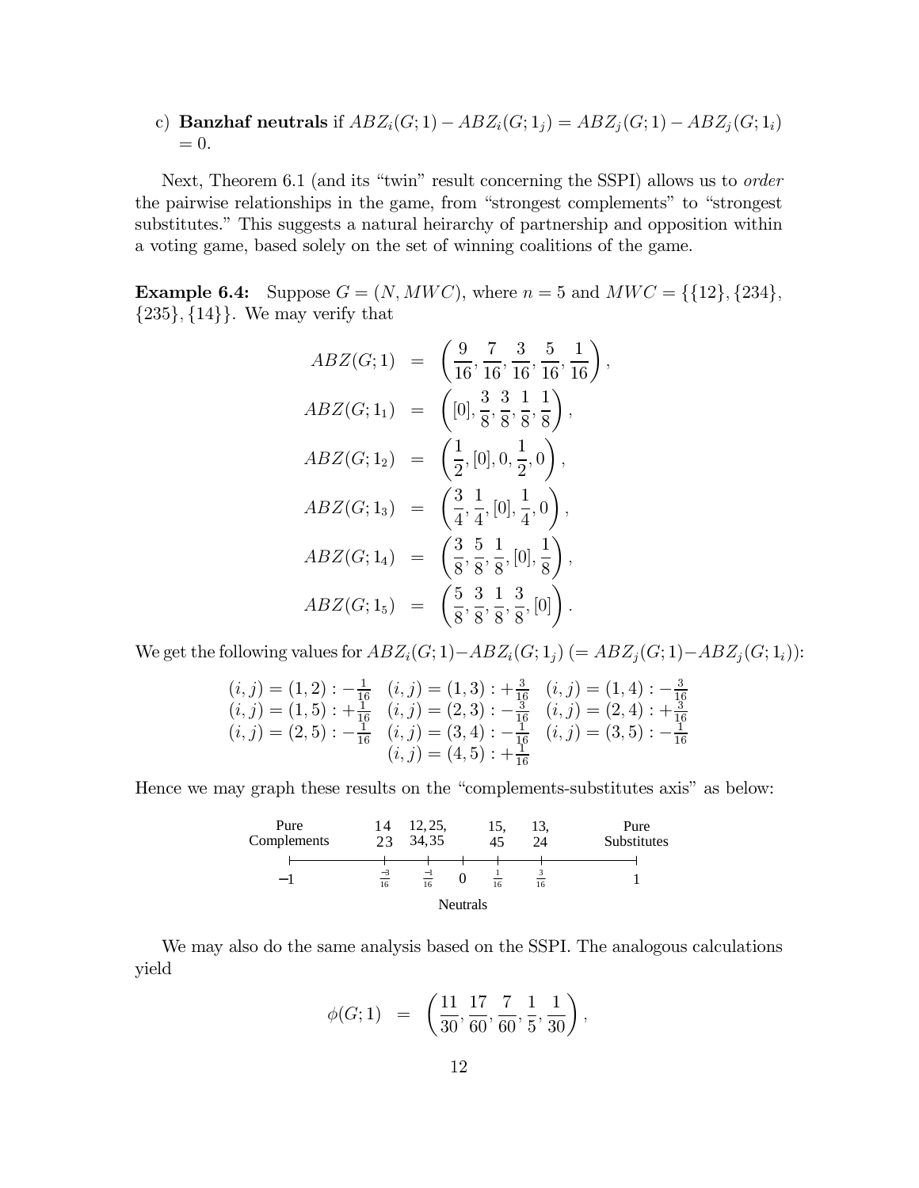c) **Banzhaf neutrals** if $ABZ_i(G;1) - ABZ_i(G;1_j) = ABZ_j(G;1) - ABZ_j(G;1_i) = 0$.

Next, Theorem 6.1 (and its "twin" result concerning the SSPI) allows us to *order* the pairwise relationships in the game, from "strongest complements" to "strongest substitutes." This suggests a natural heirarchy of partnership and opposition within a voting game, based solely on the set of winning coalitions of the game.

**Example 6.4:** Suppose $G = (N, MWC)$, where $n = 5$ and $MWC = \{\{12\}, \{234\}, \{235\}, \{14\}\}$. We may verify that

$$
\begin{aligned}
ABZ(G;1) &= \left(\frac{9}{16}, \frac{7}{16}, \frac{3}{16}, \frac{5}{16}, \frac{1}{16}\right), \\
ABZ(G;1_1) &= \left([0], \frac{3}{8}, \frac{3}{8}, \frac{1}{8}, \frac{1}{8}\right), \\
ABZ(G;1_2) &= \left(\frac{1}{2}, [0], 0, \frac{1}{2}, 0\right), \\
ABZ(G;1_3) &= \left(\frac{3}{4}, \frac{1}{4}, [0], \frac{1}{4}, 0\right), \\
ABZ(G;1_4) &= \left(\frac{3}{8}, \frac{5}{8}, \frac{1}{8}, [0], \frac{1}{8}\right), \\
ABZ(G;1_5) &= \left(\frac{5}{8}, \frac{3}{8}, \frac{1}{8}, \frac{3}{8}, [0]\right).
\end{aligned}
$$

We get the following values for $ABZ_i(G;1) - ABZ_i(G;1_j)$ $(= ABZ_j(G;1) - ABZ_j(G;1_i))$:

$$
\begin{array}{lll}
(i,j) = (1,2) : -\frac{1}{16} & (i,j) = (1,3) : +\frac{3}{16} & (i,j) = (1,4) : -\frac{3}{16} \\
(i,j) = (1,5) : +\frac{1}{16} & (i,j) = (2,3) : -\frac{3}{16} & (i,j) = (2,4) : +\frac{3}{16} \\
(i,j) = (2,5) : -\frac{1}{16} & (i,j) = (3,4) : -\frac{1}{16} & (i,j) = (3,5) : -\frac{1}{16} \\
 & (i,j) = (4,5) : +\frac{1}{16} &
\end{array}
$$

Hence we may graph these results on the "complements-substitutes axis" as below:

| Pure Complements | 14, 23 | 12, 25, 34, 35 | | 15, 45 | 13, 24 | Pure Substitutes |
|---|---|---|---|---|---|---|
| $-1$ | $\frac{-3}{16}$ | $\frac{-1}{16}$ | 0 (Neutrals) | $\frac{1}{16}$ | $\frac{3}{16}$ | 1 |

We may also do the same analysis based on the SSPI. The analogous calculations yield

$$
\phi(G;1) = \left(\frac{11}{30}, \frac{17}{60}, \frac{7}{60}, \frac{1}{5}, \frac{1}{30}\right),
$$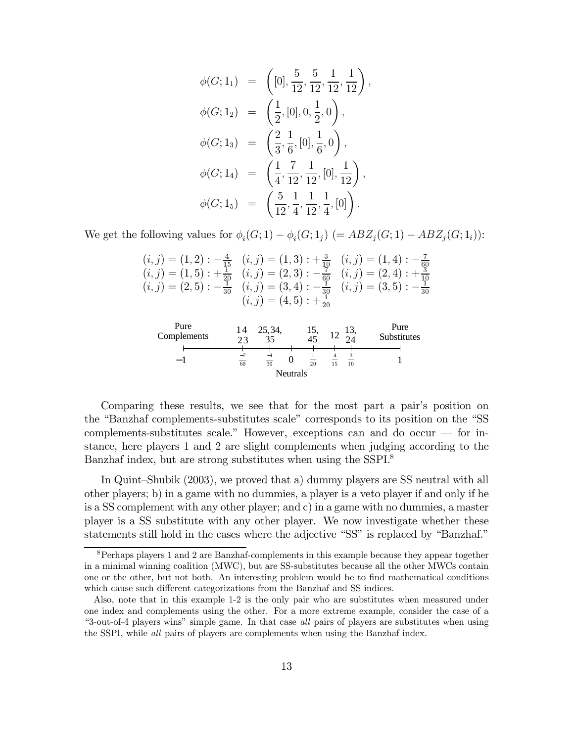$$
\begin{aligned}
\phi(G;1_1) &= \left([0], \frac{5}{12}, \frac{5}{12}, \frac{1}{12}, \frac{1}{12}\right), \\
\phi(G;1_2) &= \left(\frac{1}{2}, [0], 0, \frac{1}{2}, 0\right), \\
\phi(G;1_3) &= \left(\frac{2}{3}, \frac{1}{6}, [0], \frac{1}{6}, 0\right), \\
\phi(G;1_4) &= \left(\frac{1}{4}, \frac{7}{12}, \frac{1}{12}, [0], \frac{1}{12}\right), \\
\phi(G;1_5) &= \left(\frac{5}{12}, \frac{1}{4}, \frac{1}{12}, \frac{1}{4}, [0]\right).
\end{aligned}
$$

We get the following values for $\phi_i(G;1) - \phi_i(G;1_j)$ $(= ABZ_j(G;1) - ABZ_j(G;1_i))$:

$$
\begin{array}{lll}
(i,j) = (1,2) : -\frac{4}{15} & (i,j) = (1,3) : +\frac{3}{10} & (i,j) = (1,4) : -\frac{7}{60} \\
(i,j) = (1,5) : +\frac{1}{20} & (i,j) = (2,3) : -\frac{7}{60} & (i,j) = (2,4) : +\frac{3}{10} \\
(i,j) = (2,5) : -\frac{1}{30} & (i,j) = (3,4) : -\frac{1}{30} & (i,j) = (3,5) : -\frac{1}{30} \\
 & (i,j) = (4,5) : +\frac{1}{20} &
\end{array}
$$

| Pure Complements | 14, 23 | 25, 34, 35 | Neutrals | 15, 45 | 12 | 13, 24 | Pure Substitutes |
|---|---|---|---|---|---|---|---|
| $-1$ | $\frac{-7}{60}$ | $\frac{-1}{30}$ | $0$ | $\frac{1}{20}$ | $\frac{4}{15}$ | $\frac{3}{10}$ | $1$ |

Comparing these results, we see that for the most part a pair's position on the "Banzhaf complements-substitutes scale" corresponds to its position on the "SS complements-substitutes scale." However, exceptions can and do occur — for instance, here players 1 and 2 are slight complements when judging according to the Banzhaf index, but are strong substitutes when using the SSPI.[8]

In Quint–Shubik (2003), we proved that a) dummy players are SS neutral with all other players; b) in a game with no dummies, a player is a veto player if and only if he is a SS complement with any other player; and c) in a game with no dummies, a master player is a SS substitute with any other player. We now investigate whether these statements still hold in the cases where the adjective "SS" is replaced by "Banzhaf."

[8] Perhaps players 1 and 2 are Banzhaf-complements in this example because they appear together in a minimal winning coalition (MWC), but are SS-substitutes because all the other MWCs contain one or the other, but not both. An interesting problem would be to find mathematical conditions which cause such different categorizations from the Banzhaf and SS indices.

Also, note that in this example 1-2 is the only pair who are substitutes when measured under one index and complements using the other. For a more extreme example, consider the case of a "3-out-of-4 players wins" simple game. In that case *all* pairs of players are substitutes when using the SSPI, while *all* pairs of players are complements when using the Banzhaf index.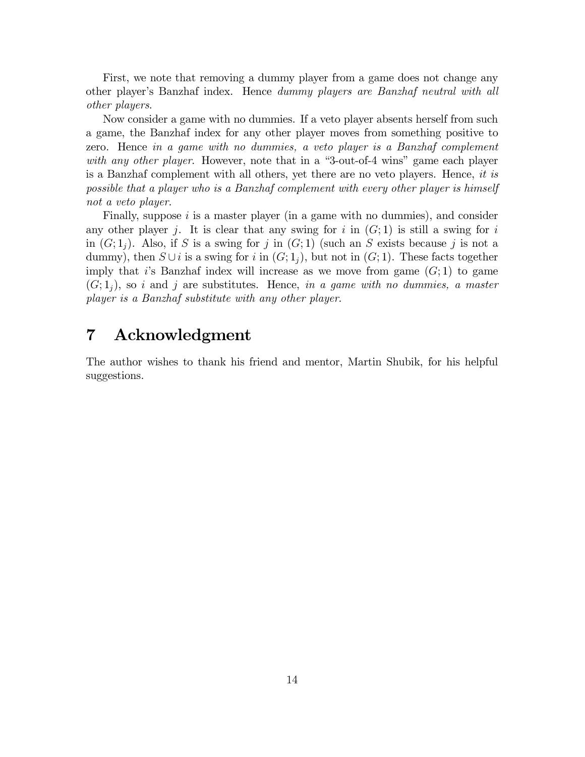First, we note that removing a dummy player from a game does not change any other player's Banzhaf index. Hence *dummy players are Banzhaf neutral with all other players*.

Now consider a game with no dummies. If a veto player absents herself from such a game, the Banzhaf index for any other player moves from something positive to zero. Hence *in a game with no dummies, a veto player is a Banzhaf complement with any other player*. However, note that in a "3-out-of-4 wins" game each player is a Banzhaf complement with all others, yet there are no veto players. Hence, *it is possible that a player who is a Banzhaf complement with every other player is himself not a veto player*.

Finally, suppose $i$ is a master player (in a game with no dummies), and consider any other player $j$. It is clear that any swing for $i$ in $(G; 1)$ is still a swing for $i$ in $(G; 1_j)$. Also, if $S$ is a swing for $j$ in $(G; 1)$ (such an $S$ exists because $j$ is not a dummy), then $S \cup i$ is a swing for $i$ in $(G; 1_j)$, but not in $(G; 1)$. These facts together imply that $i$'s Banzhaf index will increase as we move from game $(G; 1)$ to game $(G; 1_j)$, so $i$ and $j$ are substitutes. Hence, *in a game with no dummies, a master player is a Banzhaf substitute with any other player*.

## 7 Acknowledgment

The author wishes to thank his friend and mentor, Martin Shubik, for his helpful suggestions.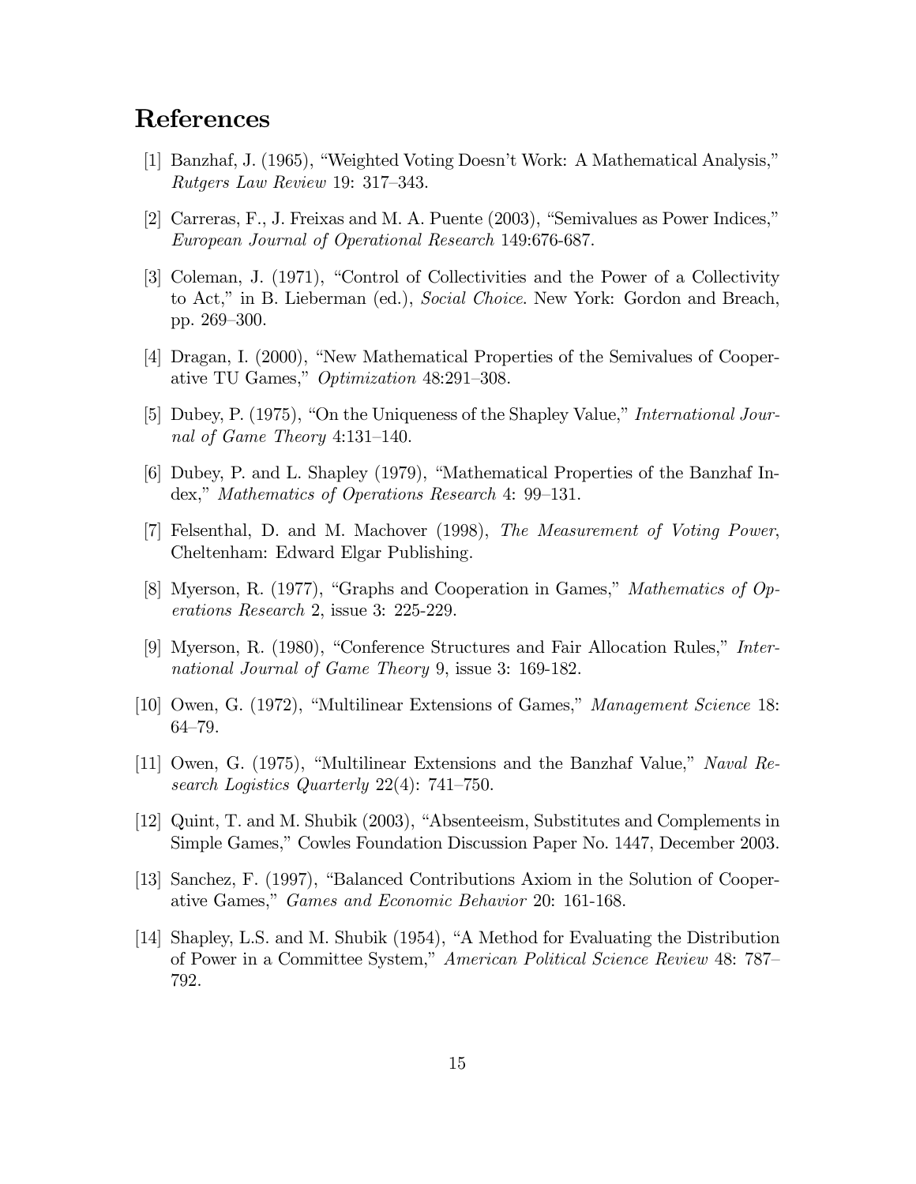# References

[1] Banzhaf, J. (1965), "Weighted Voting Doesn't Work: A Mathematical Analysis," *Rutgers Law Review* 19: 317–343.

[2] Carreras, F., J. Freixas and M. A. Puente (2003), "Semivalues as Power Indices," *European Journal of Operational Research* 149:676-687.

[3] Coleman, J. (1971), "Control of Collectivities and the Power of a Collectivity to Act," in B. Lieberman (ed.), *Social Choice*. New York: Gordon and Breach, pp. 269–300.

[4] Dragan, I. (2000), "New Mathematical Properties of the Semivalues of Cooperative TU Games," *Optimization* 48:291–308.

[5] Dubey, P. (1975), "On the Uniqueness of the Shapley Value," *International Journal of Game Theory* 4:131–140.

[6] Dubey, P. and L. Shapley (1979), "Mathematical Properties of the Banzhaf Index," *Mathematics of Operations Research* 4: 99–131.

[7] Felsenthal, D. and M. Machover (1998), *The Measurement of Voting Power*, Cheltenham: Edward Elgar Publishing.

[8] Myerson, R. (1977), "Graphs and Cooperation in Games," *Mathematics of Operations Research* 2, issue 3: 225-229.

[9] Myerson, R. (1980), "Conference Structures and Fair Allocation Rules," *International Journal of Game Theory* 9, issue 3: 169-182.

[10] Owen, G. (1972), "Multilinear Extensions of Games," *Management Science* 18: 64–79.

[11] Owen, G. (1975), "Multilinear Extensions and the Banzhaf Value," *Naval Research Logistics Quarterly* 22(4): 741–750.

[12] Quint, T. and M. Shubik (2003), "Absenteeism, Substitutes and Complements in Simple Games," Cowles Foundation Discussion Paper No. 1447, December 2003.

[13] Sanchez, F. (1997), "Balanced Contributions Axiom in the Solution of Cooperative Games," *Games and Economic Behavior* 20: 161-168.

[14] Shapley, L.S. and M. Shubik (1954), "A Method for Evaluating the Distribution of Power in a Committee System," *American Political Science Review* 48: 787–792.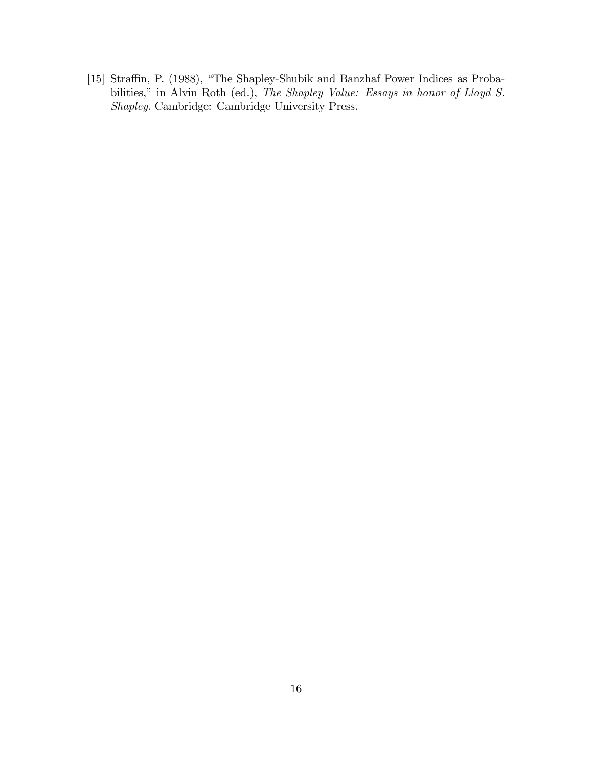[15] Straffin, P. (1988), "The Shapley-Shubik and Banzhaf Power Indices as Probabilities," in Alvin Roth (ed.), *The Shapley Value: Essays in honor of Lloyd S. Shapley*. Cambridge: Cambridge University Press.